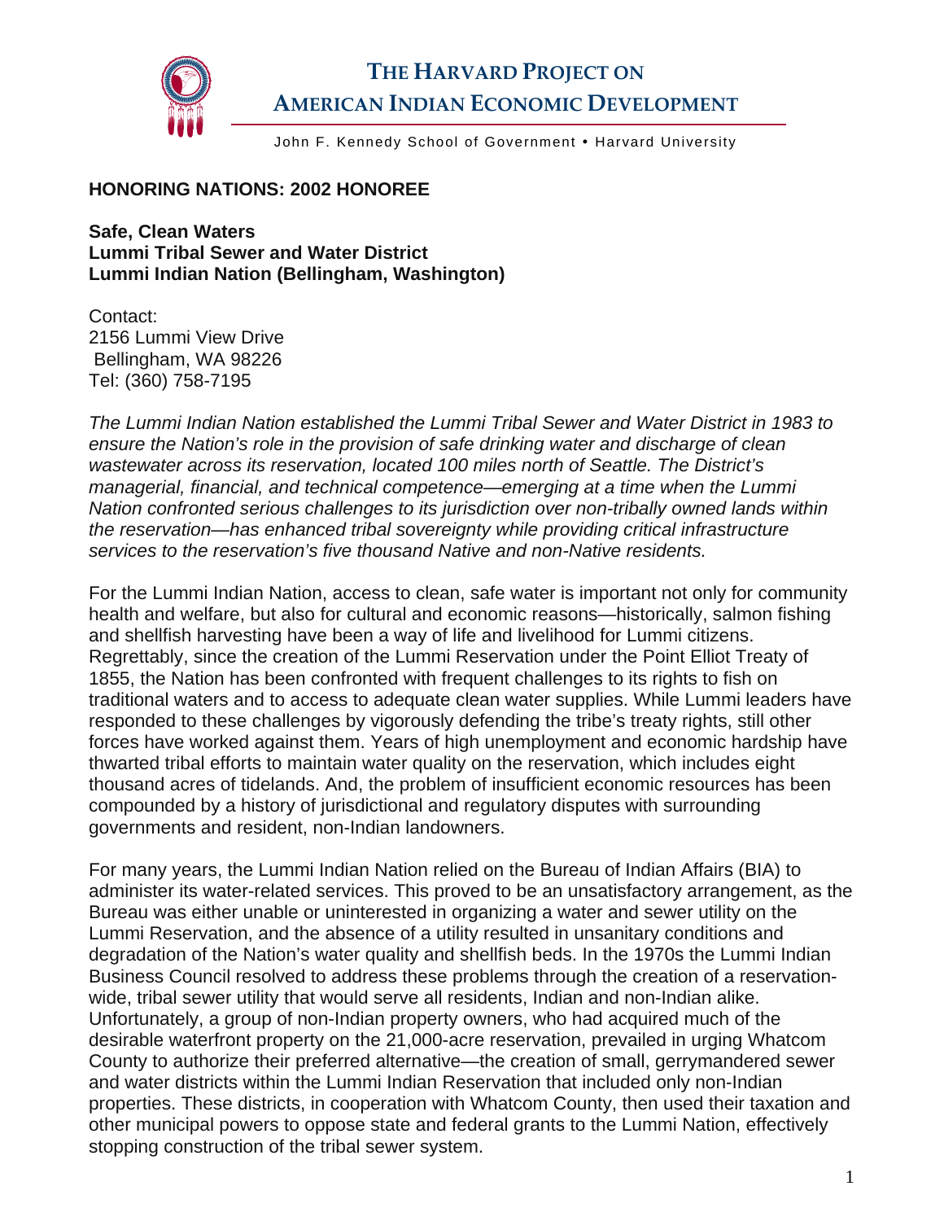# THE HARVARD PROJECT ON AMERICAN INDIAN ECONOMIC DEVELOPMENT

John F. Kennedy School of Government • Harvard University

**HONORING NATIONS: 2002 HONOREE**

**Safe, Clean Waters**
**Lummi Tribal Sewer and Water District**
**Lummi Indian Nation (Bellingham, Washington)**

Contact:
2156 Lummi View Drive
Bellingham, WA 98226
Tel: (360) 758-7195

*The Lummi Indian Nation established the Lummi Tribal Sewer and Water District in 1983 to ensure the Nation's role in the provision of safe drinking water and discharge of clean wastewater across its reservation, located 100 miles north of Seattle. The District's managerial, financial, and technical competence—emerging at a time when the Lummi Nation confronted serious challenges to its jurisdiction over non-tribally owned lands within the reservation—has enhanced tribal sovereignty while providing critical infrastructure services to the reservation's five thousand Native and non-Native residents.*

For the Lummi Indian Nation, access to clean, safe water is important not only for community health and welfare, but also for cultural and economic reasons—historically, salmon fishing and shellfish harvesting have been a way of life and livelihood for Lummi citizens. Regrettably, since the creation of the Lummi Reservation under the Point Elliot Treaty of 1855, the Nation has been confronted with frequent challenges to its rights to fish on traditional waters and to access to adequate clean water supplies. While Lummi leaders have responded to these challenges by vigorously defending the tribe's treaty rights, still other forces have worked against them. Years of high unemployment and economic hardship have thwarted tribal efforts to maintain water quality on the reservation, which includes eight thousand acres of tidelands. And, the problem of insufficient economic resources has been compounded by a history of jurisdictional and regulatory disputes with surrounding governments and resident, non-Indian landowners.

For many years, the Lummi Indian Nation relied on the Bureau of Indian Affairs (BIA) to administer its water-related services. This proved to be an unsatisfactory arrangement, as the Bureau was either unable or uninterested in organizing a water and sewer utility on the Lummi Reservation, and the absence of a utility resulted in unsanitary conditions and degradation of the Nation's water quality and shellfish beds. In the 1970s the Lummi Indian Business Council resolved to address these problems through the creation of a reservation-wide, tribal sewer utility that would serve all residents, Indian and non-Indian alike. Unfortunately, a group of non-Indian property owners, who had acquired much of the desirable waterfront property on the 21,000-acre reservation, prevailed in urging Whatcom County to authorize their preferred alternative—the creation of small, gerrymandered sewer and water districts within the Lummi Indian Reservation that included only non-Indian properties. These districts, in cooperation with Whatcom County, then used their taxation and other municipal powers to oppose state and federal grants to the Lummi Nation, effectively stopping construction of the tribal sewer system.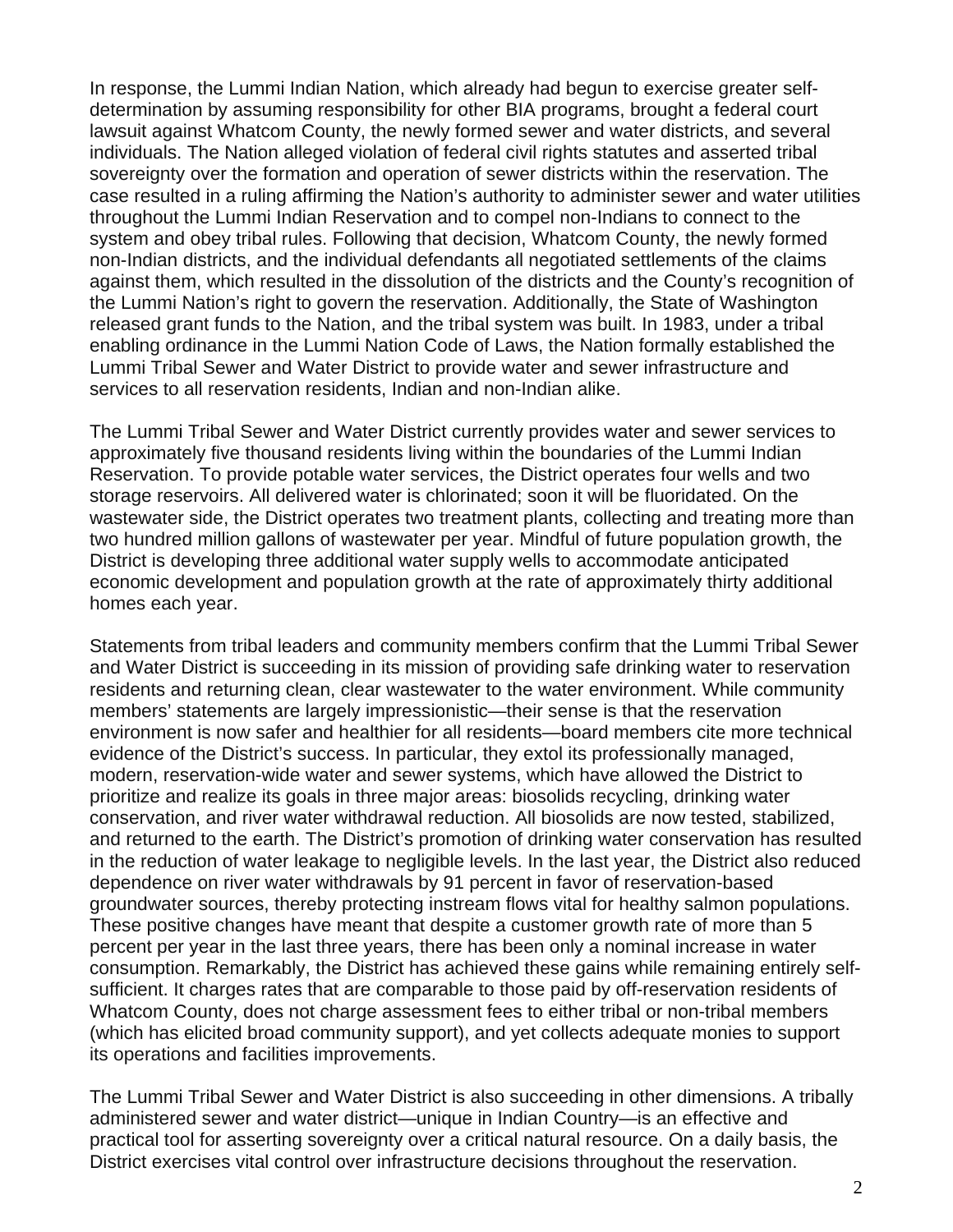In response, the Lummi Indian Nation, which already had begun to exercise greater self-determination by assuming responsibility for other BIA programs, brought a federal court lawsuit against Whatcom County, the newly formed sewer and water districts, and several individuals. The Nation alleged violation of federal civil rights statutes and asserted tribal sovereignty over the formation and operation of sewer districts within the reservation. The case resulted in a ruling affirming the Nation's authority to administer sewer and water utilities throughout the Lummi Indian Reservation and to compel non-Indians to connect to the system and obey tribal rules. Following that decision, Whatcom County, the newly formed non-Indian districts, and the individual defendants all negotiated settlements of the claims against them, which resulted in the dissolution of the districts and the County's recognition of the Lummi Nation's right to govern the reservation. Additionally, the State of Washington released grant funds to the Nation, and the tribal system was built. In 1983, under a tribal enabling ordinance in the Lummi Nation Code of Laws, the Nation formally established the Lummi Tribal Sewer and Water District to provide water and sewer infrastructure and services to all reservation residents, Indian and non-Indian alike.

The Lummi Tribal Sewer and Water District currently provides water and sewer services to approximately five thousand residents living within the boundaries of the Lummi Indian Reservation. To provide potable water services, the District operates four wells and two storage reservoirs. All delivered water is chlorinated; soon it will be fluoridated. On the wastewater side, the District operates two treatment plants, collecting and treating more than two hundred million gallons of wastewater per year. Mindful of future population growth, the District is developing three additional water supply wells to accommodate anticipated economic development and population growth at the rate of approximately thirty additional homes each year.

Statements from tribal leaders and community members confirm that the Lummi Tribal Sewer and Water District is succeeding in its mission of providing safe drinking water to reservation residents and returning clean, clear wastewater to the water environment. While community members' statements are largely impressionistic—their sense is that the reservation environment is now safer and healthier for all residents—board members cite more technical evidence of the District's success. In particular, they extol its professionally managed, modern, reservation-wide water and sewer systems, which have allowed the District to prioritize and realize its goals in three major areas: biosolids recycling, drinking water conservation, and river water withdrawal reduction. All biosolids are now tested, stabilized, and returned to the earth. The District's promotion of drinking water conservation has resulted in the reduction of water leakage to negligible levels. In the last year, the District also reduced dependence on river water withdrawals by 91 percent in favor of reservation-based groundwater sources, thereby protecting instream flows vital for healthy salmon populations. These positive changes have meant that despite a customer growth rate of more than 5 percent per year in the last three years, there has been only a nominal increase in water consumption. Remarkably, the District has achieved these gains while remaining entirely self-sufficient. It charges rates that are comparable to those paid by off-reservation residents of Whatcom County, does not charge assessment fees to either tribal or non-tribal members (which has elicited broad community support), and yet collects adequate monies to support its operations and facilities improvements.

The Lummi Tribal Sewer and Water District is also succeeding in other dimensions. A tribally administered sewer and water district—unique in Indian Country—is an effective and practical tool for asserting sovereignty over a critical natural resource. On a daily basis, the District exercises vital control over infrastructure decisions throughout the reservation.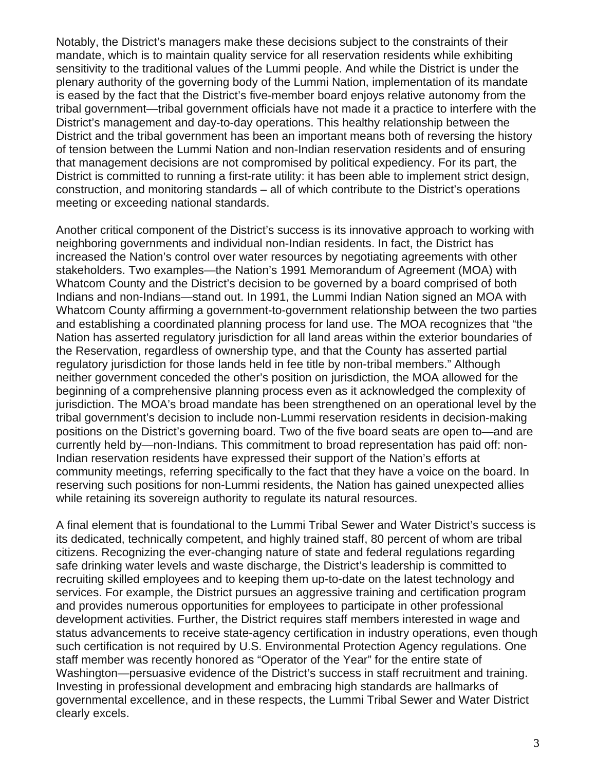Notably, the District's managers make these decisions subject to the constraints of their mandate, which is to maintain quality service for all reservation residents while exhibiting sensitivity to the traditional values of the Lummi people. And while the District is under the plenary authority of the governing body of the Lummi Nation, implementation of its mandate is eased by the fact that the District's five-member board enjoys relative autonomy from the tribal government—tribal government officials have not made it a practice to interfere with the District's management and day-to-day operations. This healthy relationship between the District and the tribal government has been an important means both of reversing the history of tension between the Lummi Nation and non-Indian reservation residents and of ensuring that management decisions are not compromised by political expediency. For its part, the District is committed to running a first-rate utility: it has been able to implement strict design, construction, and monitoring standards – all of which contribute to the District's operations meeting or exceeding national standards.

Another critical component of the District's success is its innovative approach to working with neighboring governments and individual non-Indian residents. In fact, the District has increased the Nation's control over water resources by negotiating agreements with other stakeholders. Two examples—the Nation's 1991 Memorandum of Agreement (MOA) with Whatcom County and the District's decision to be governed by a board comprised of both Indians and non-Indians—stand out. In 1991, the Lummi Indian Nation signed an MOA with Whatcom County affirming a government-to-government relationship between the two parties and establishing a coordinated planning process for land use. The MOA recognizes that "the Nation has asserted regulatory jurisdiction for all land areas within the exterior boundaries of the Reservation, regardless of ownership type, and that the County has asserted partial regulatory jurisdiction for those lands held in fee title by non-tribal members." Although neither government conceded the other's position on jurisdiction, the MOA allowed for the beginning of a comprehensive planning process even as it acknowledged the complexity of jurisdiction. The MOA's broad mandate has been strengthened on an operational level by the tribal government's decision to include non-Lummi reservation residents in decision-making positions on the District's governing board. Two of the five board seats are open to—and are currently held by—non-Indians. This commitment to broad representation has paid off: non-Indian reservation residents have expressed their support of the Nation's efforts at community meetings, referring specifically to the fact that they have a voice on the board. In reserving such positions for non-Lummi residents, the Nation has gained unexpected allies while retaining its sovereign authority to regulate its natural resources.

A final element that is foundational to the Lummi Tribal Sewer and Water District's success is its dedicated, technically competent, and highly trained staff, 80 percent of whom are tribal citizens. Recognizing the ever-changing nature of state and federal regulations regarding safe drinking water levels and waste discharge, the District's leadership is committed to recruiting skilled employees and to keeping them up-to-date on the latest technology and services. For example, the District pursues an aggressive training and certification program and provides numerous opportunities for employees to participate in other professional development activities. Further, the District requires staff members interested in wage and status advancements to receive state-agency certification in industry operations, even though such certification is not required by U.S. Environmental Protection Agency regulations. One staff member was recently honored as "Operator of the Year" for the entire state of Washington—persuasive evidence of the District's success in staff recruitment and training. Investing in professional development and embracing high standards are hallmarks of governmental excellence, and in these respects, the Lummi Tribal Sewer and Water District clearly excels.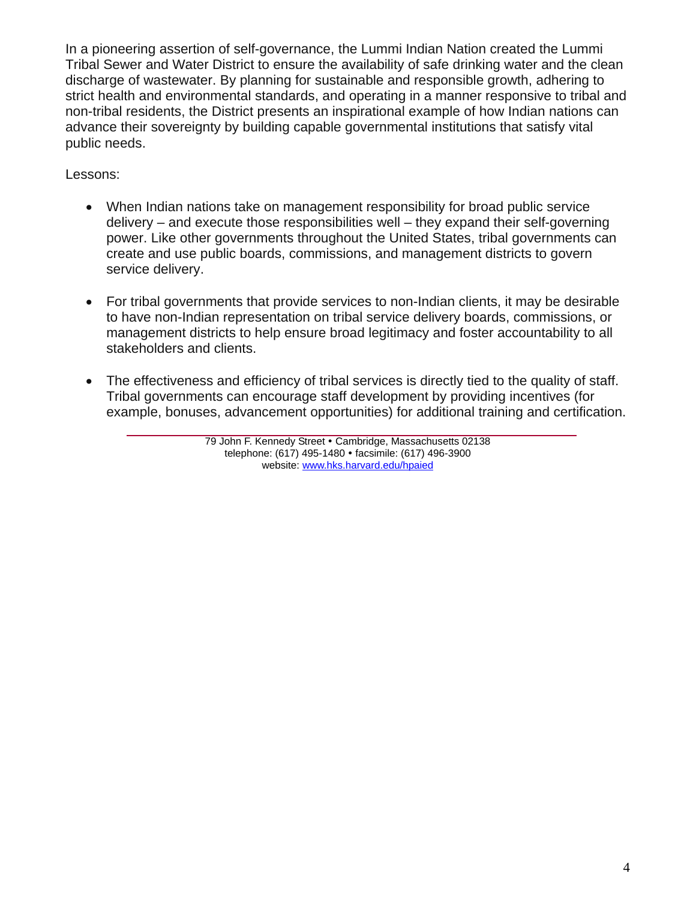In a pioneering assertion of self-governance, the Lummi Indian Nation created the Lummi Tribal Sewer and Water District to ensure the availability of safe drinking water and the clean discharge of wastewater. By planning for sustainable and responsible growth, adhering to strict health and environmental standards, and operating in a manner responsive to tribal and non-tribal residents, the District presents an inspirational example of how Indian nations can advance their sovereignty by building capable governmental institutions that satisfy vital public needs.

Lessons:

- When Indian nations take on management responsibility for broad public service delivery – and execute those responsibilities well – they expand their self-governing power. Like other governments throughout the United States, tribal governments can create and use public boards, commissions, and management districts to govern service delivery.

- For tribal governments that provide services to non-Indian clients, it may be desirable to have non-Indian representation on tribal service delivery boards, commissions, or management districts to help ensure broad legitimacy and foster accountability to all stakeholders and clients.

- The effectiveness and efficiency of tribal services is directly tied to the quality of staff. Tribal governments can encourage staff development by providing incentives (for example, bonuses, advancement opportunities) for additional training and certification.

79 John F. Kennedy Street • Cambridge, Massachusetts 02138
telephone: (617) 495-1480 • facsimile: (617) 496-3900
website: www.hks.harvard.edu/hpaied